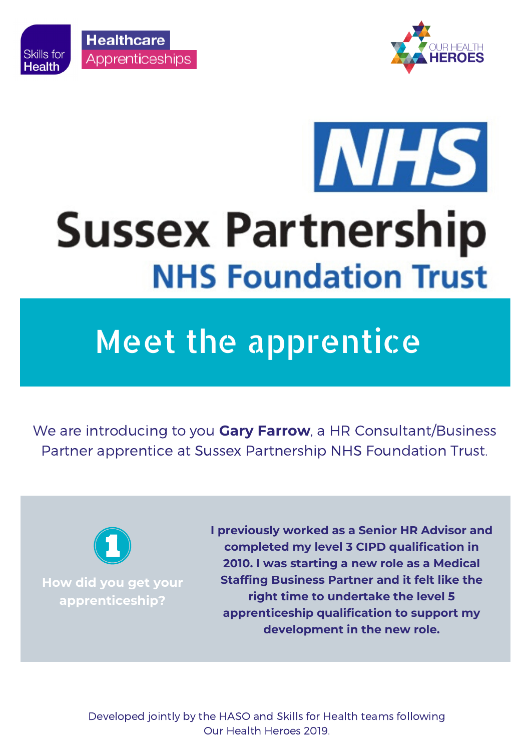Skills for Health

Healthcare Apprenticeships

OUR HEALTH HEROES

NHS

# Sussex Partnership NHS Foundation Trust

## Meet the apprentice

We are introducing to you **Gary Farrow**, a HR Consultant/Business Partner apprentice at Sussex Partnership NHS Foundation Trust.

### 1 How did you get your apprenticeship?

**I previously worked as a Senior HR Advisor and completed my level 3 CIPD qualification in 2010. I was starting a new role as a Medical Staffing Business Partner and it felt like the right time to undertake the level 5 apprenticeship qualification to support my development in the new role.**

Developed jointly by the HASO and Skills for Health teams following Our Health Heroes 2019.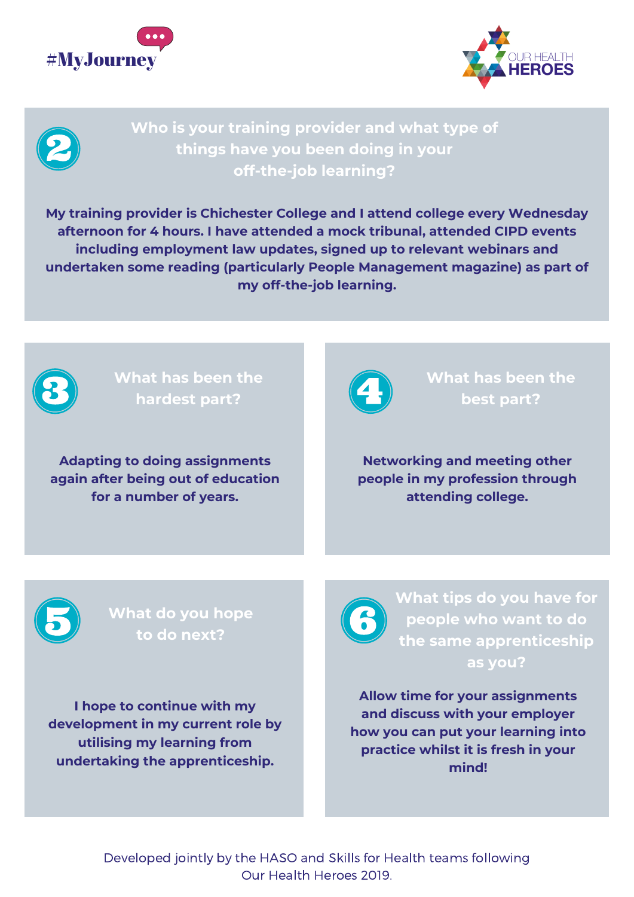#MyJourney

OUR HEALTH HEROES

## 2 Who is your training provider and what type of things have you been doing in your off-the-job learning?

**My training provider is Chichester College and I attend college every Wednesday afternoon for 4 hours. I have attended a mock tribunal, attended CIPD events including employment law updates, signed up to relevant webinars and undertaken some reading (particularly People Management magazine) as part of my off-the-job learning.**

## 3 What has been the hardest part?

**Adapting to doing assignments again after being out of education for a number of years.**

## 4 What has been the best part?

**Networking and meeting other people in my profession through attending college.**

## 5 What do you hope to do next?

**I hope to continue with my development in my current role by utilising my learning from undertaking the apprenticeship.**

## 6 What tips do you have for people who want to do the same apprenticeship as you?

**Allow time for your assignments and discuss with your employer how you can put your learning into practice whilst it is fresh in your mind!**

Developed jointly by the HASO and Skills for Health teams following Our Health Heroes 2019.